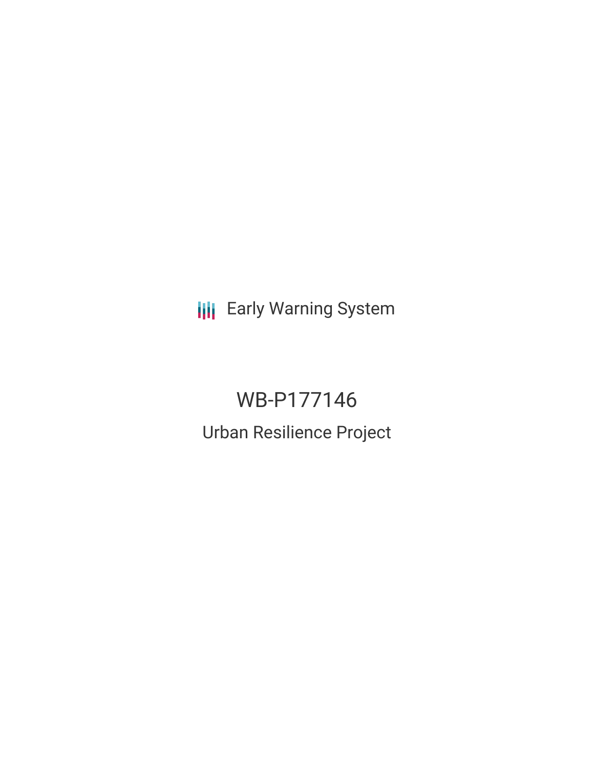Early Warning System

# WB-P177146

## Urban Resilience Project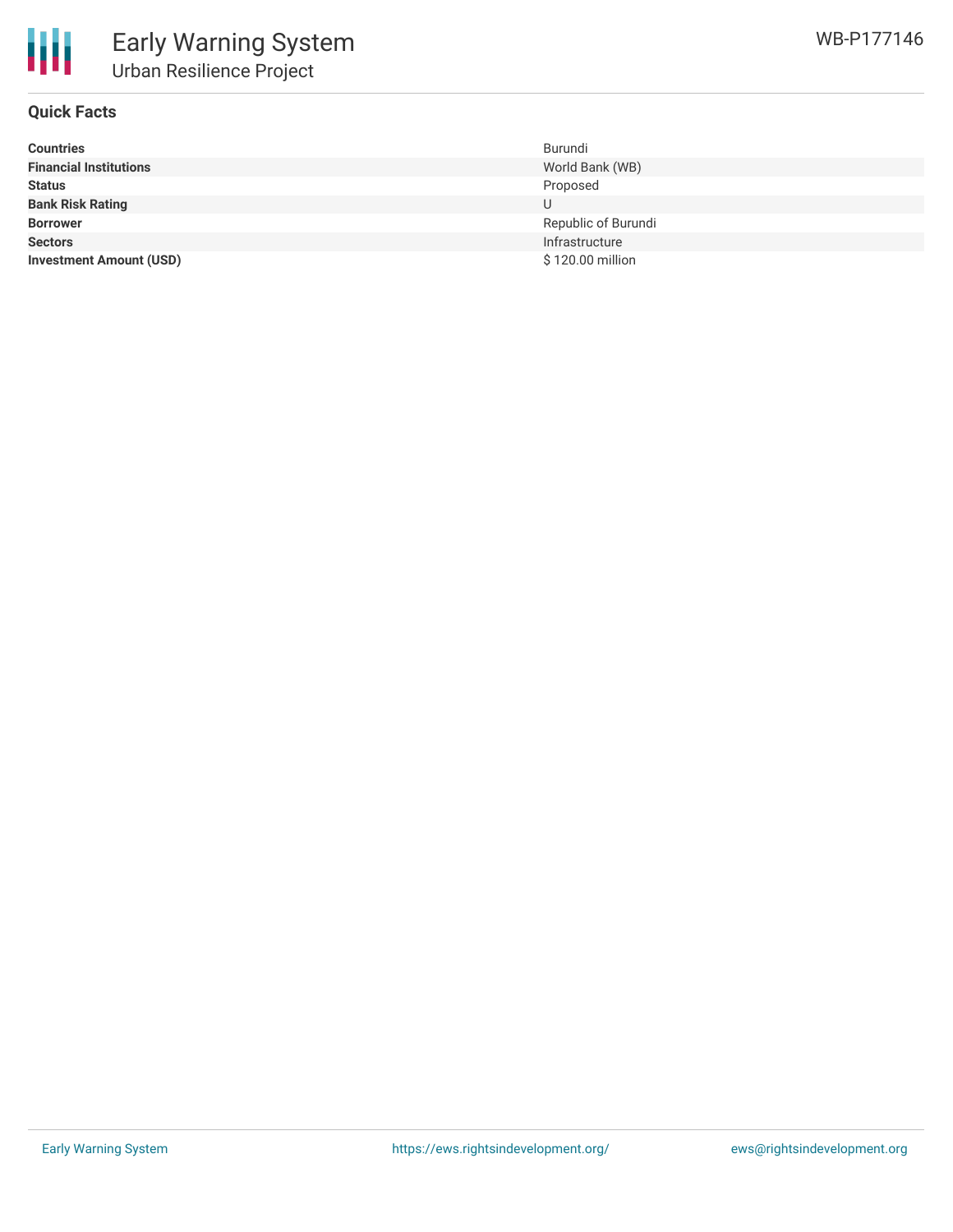# Early Warning System

## Urban Resilience Project

WB-P177146

### Quick Facts

| | |
|---|---|
| **Countries** | Burundi |
| **Financial Institutions** | World Bank (WB) |
| **Status** | Proposed |
| **Bank Risk Rating** | U |
| **Borrower** | Republic of Burundi |
| **Sectors** | Infrastructure |
| **Investment Amount (USD)** | $ 120.00 million |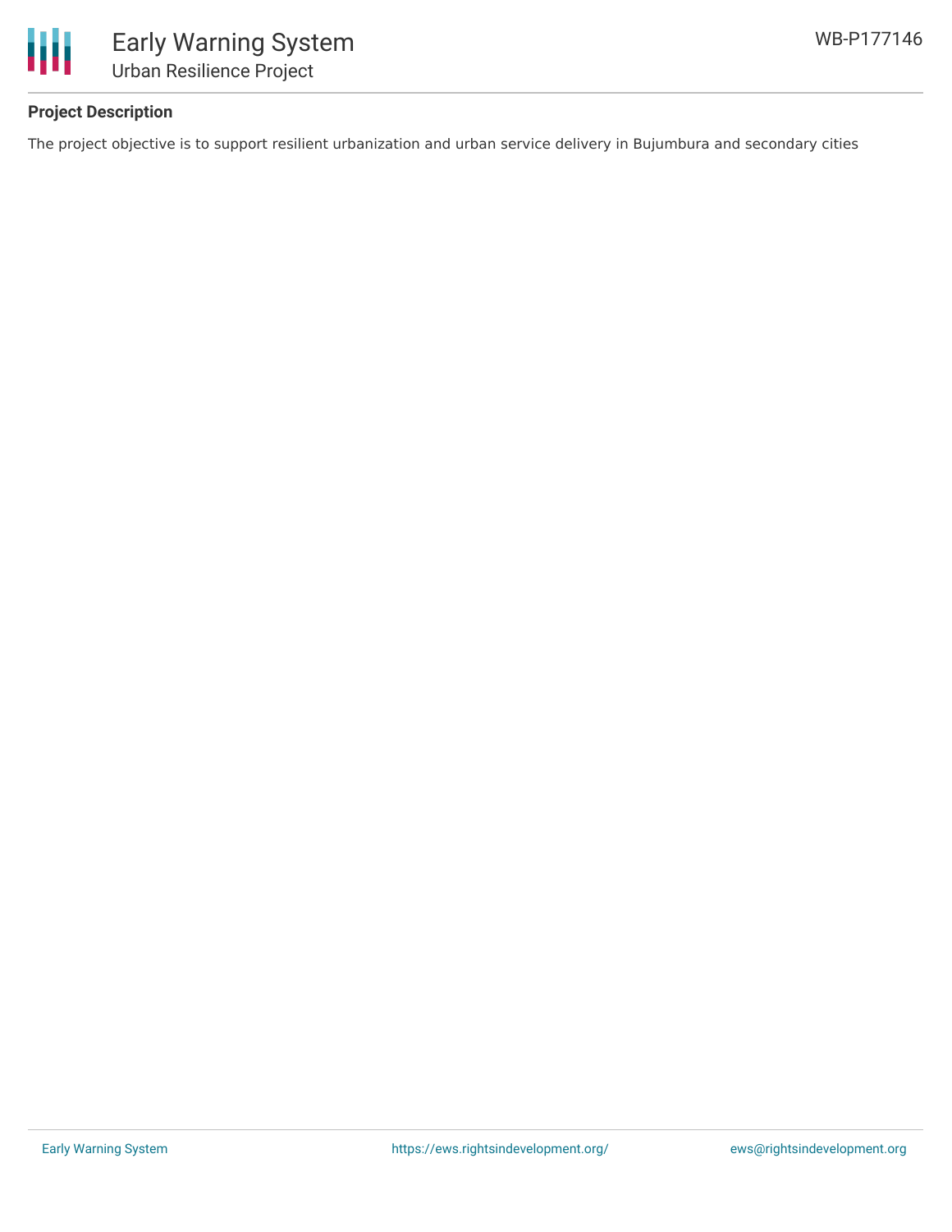### Project Description

The project objective is to support resilient urbanization and urban service delivery in Bujumbura and secondary cities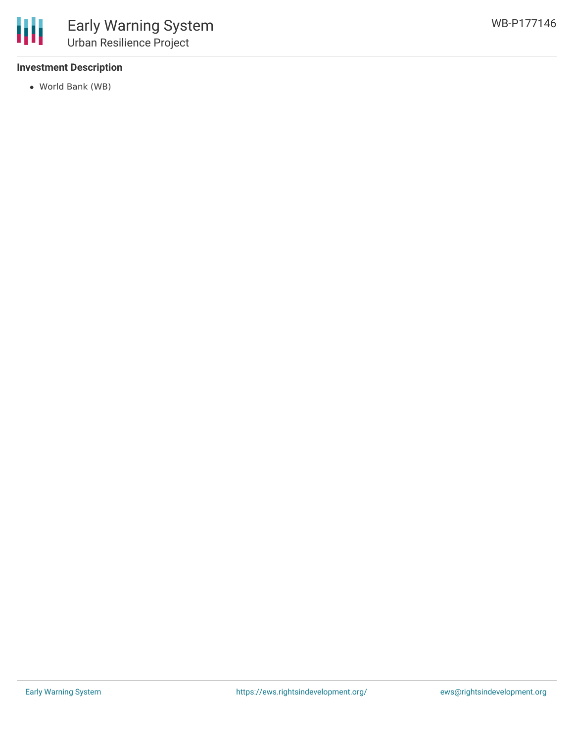## Investment Description

- World Bank (WB)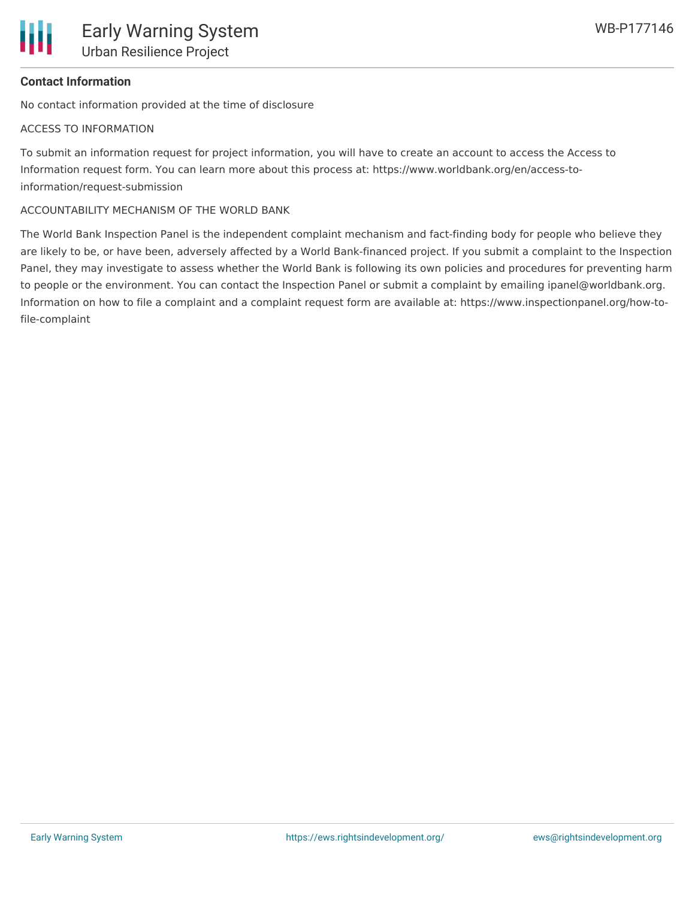**Contact Information**

No contact information provided at the time of disclosure

ACCESS TO INFORMATION

To submit an information request for project information, you will have to create an account to access the Access to Information request form. You can learn more about this process at: https://www.worldbank.org/en/access-to-information/request-submission

ACCOUNTABILITY MECHANISM OF THE WORLD BANK

The World Bank Inspection Panel is the independent complaint mechanism and fact-finding body for people who believe they are likely to be, or have been, adversely affected by a World Bank-financed project. If you submit a complaint to the Inspection Panel, they may investigate to assess whether the World Bank is following its own policies and procedures for preventing harm to people or the environment. You can contact the Inspection Panel or submit a complaint by emailing ipanel@worldbank.org. Information on how to file a complaint and a complaint request form are available at: https://www.inspectionpanel.org/how-to-file-complaint